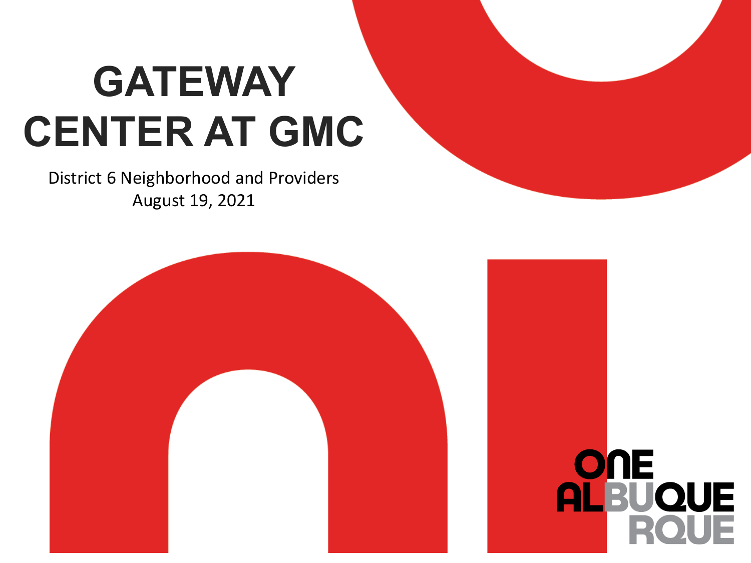# GATEWAY CENTER AT GMC

District 6 Neighborhood and Providers
August 19, 2021

ONE ALBUQUERQUE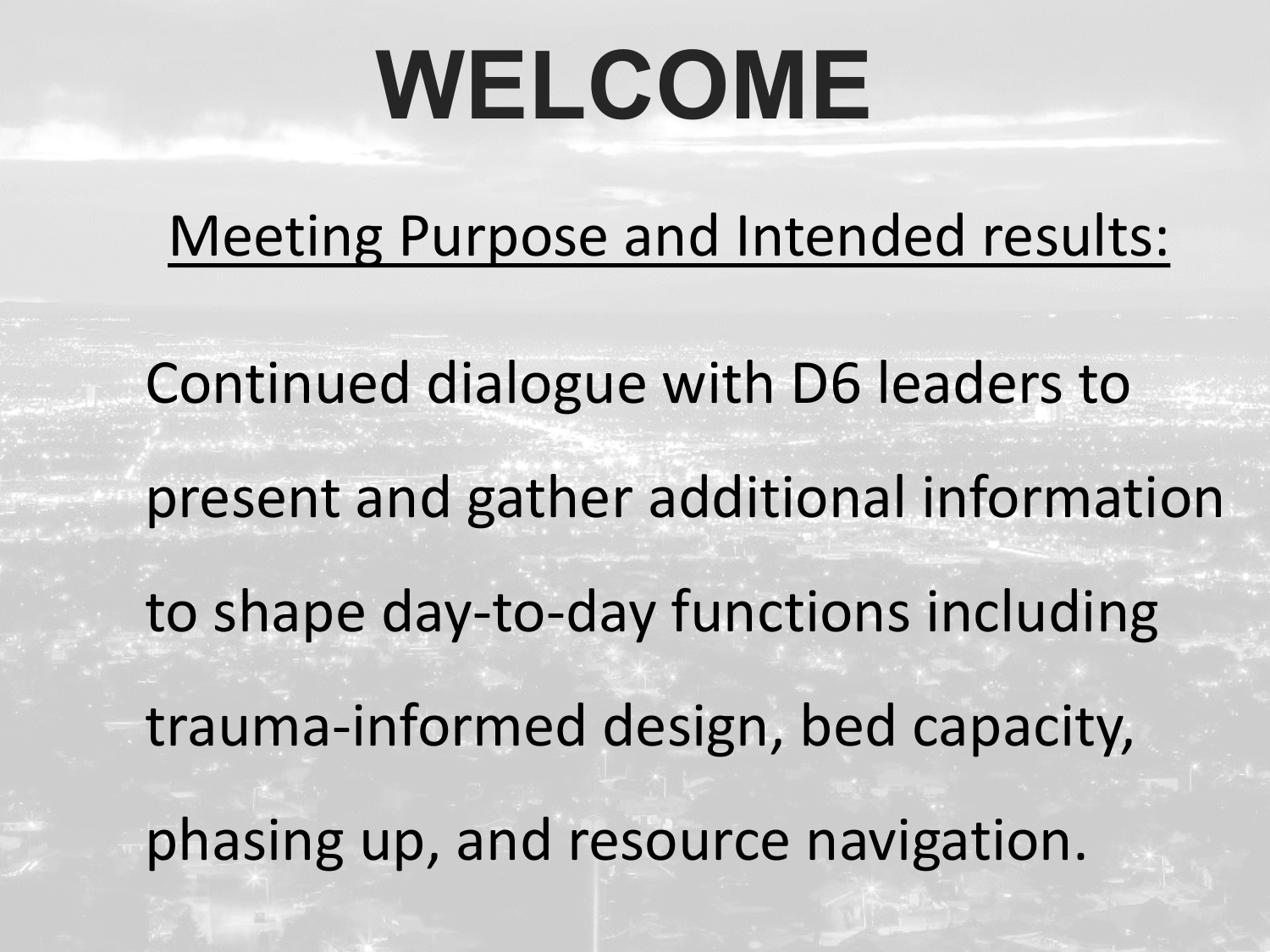# WELCOME

Meeting Purpose and Intended results:

Continued dialogue with D6 leaders to present and gather additional information to shape day-to-day functions including trauma-informed design, bed capacity, phasing up, and resource navigation.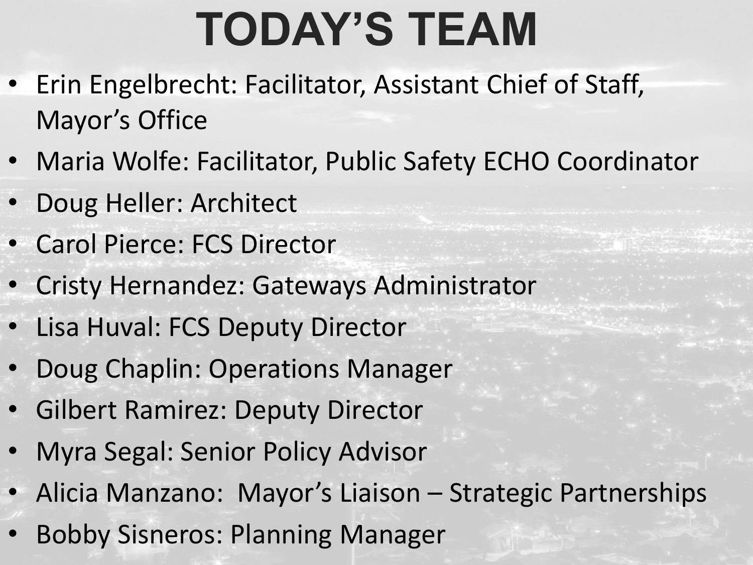# TODAY'S TEAM

- Erin Engelbrecht: Facilitator, Assistant Chief of Staff, Mayor's Office
- Maria Wolfe: Facilitator, Public Safety ECHO Coordinator
- Doug Heller: Architect
- Carol Pierce: FCS Director
- Cristy Hernandez: Gateways Administrator
- Lisa Huval: FCS Deputy Director
- Doug Chaplin: Operations Manager
- Gilbert Ramirez: Deputy Director
- Myra Segal: Senior Policy Advisor
- Alicia Manzano: Mayor's Liaison – Strategic Partnerships
- Bobby Sisneros: Planning Manager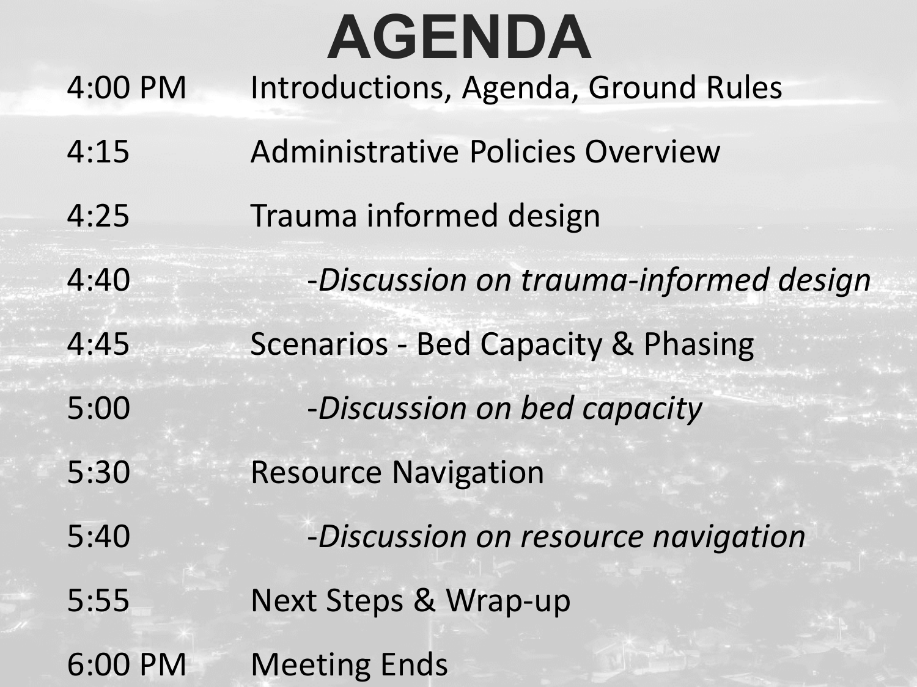# AGENDA

| | |
|---|---|
| 4:00 PM | Introductions, Agenda, Ground Rules |
| 4:15 | Administrative Policies Overview |
| 4:25 | Trauma informed design |
| 4:40 | -*Discussion on trauma-informed design* |
| 4:45 | Scenarios - Bed Capacity & Phasing |
| 5:00 | -*Discussion on bed capacity* |
| 5:30 | Resource Navigation |
| 5:40 | -*Discussion on resource navigation* |
| 5:55 | Next Steps & Wrap-up |
| 6:00 PM | Meeting Ends |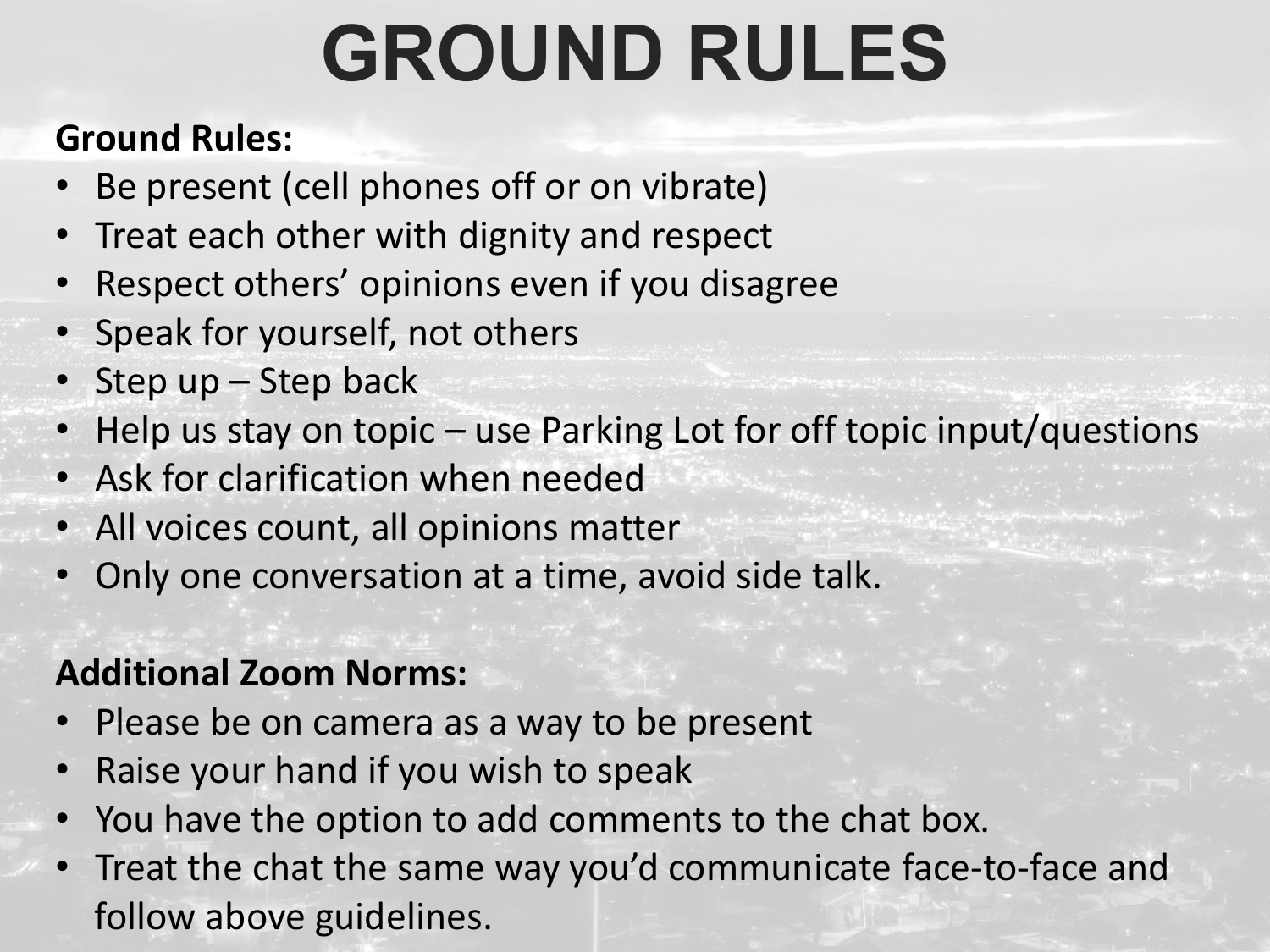# GROUND RULES

**Ground Rules:**

- Be present (cell phones off or on vibrate)
- Treat each other with dignity and respect
- Respect others' opinions even if you disagree
- Speak for yourself, not others
- Step up – Step back
- Help us stay on topic – use Parking Lot for off topic input/questions
- Ask for clarification when needed
- All voices count, all opinions matter
- Only one conversation at a time, avoid side talk.

**Additional Zoom Norms:**

- Please be on camera as a way to be present
- Raise your hand if you wish to speak
- You have the option to add comments to the chat box.
- Treat the chat the same way you'd communicate face-to-face and follow above guidelines.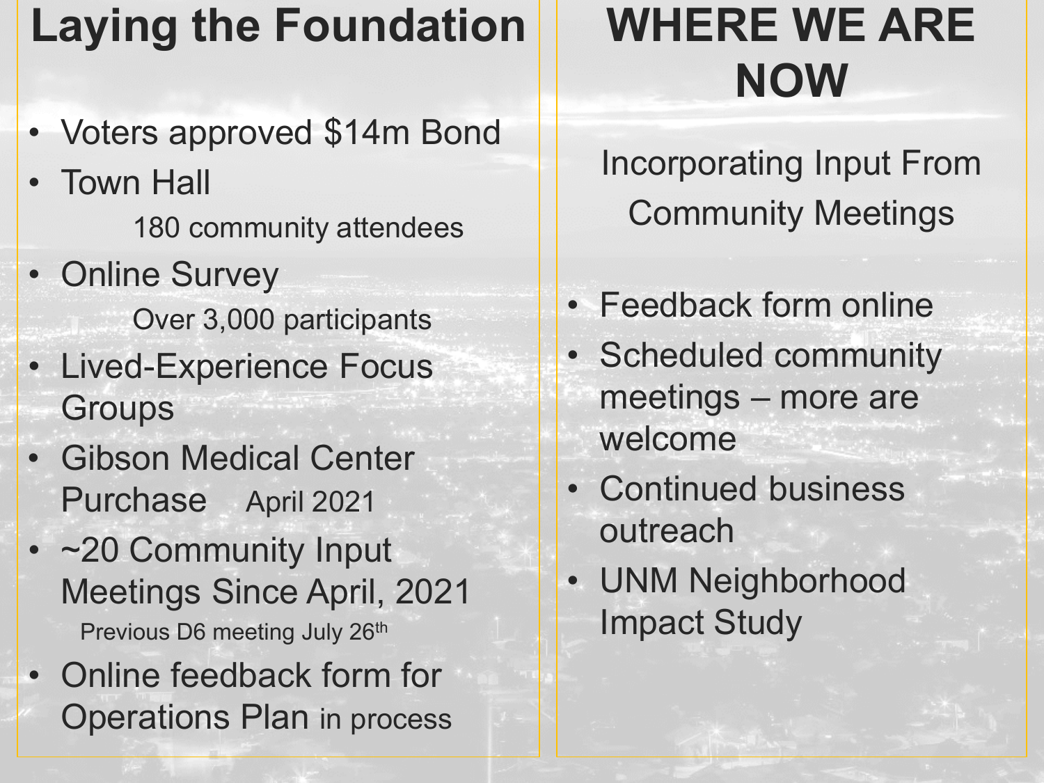## Laying the Foundation

- Voters approved $14m Bond
- Town Hall
  - 180 community attendees
- Online Survey
  - Over 3,000 participants
- Lived-Experience Focus Groups
- Gibson Medical Center Purchase April 2021
- ~20 Community Input Meetings Since April, 2021
  - Previous D6 meeting July 26th
- Online feedback form for Operations Plan in process

## WHERE WE ARE NOW

Incorporating Input From Community Meetings

- Feedback form online
- Scheduled community meetings – more are welcome
- Continued business outreach
- UNM Neighborhood Impact Study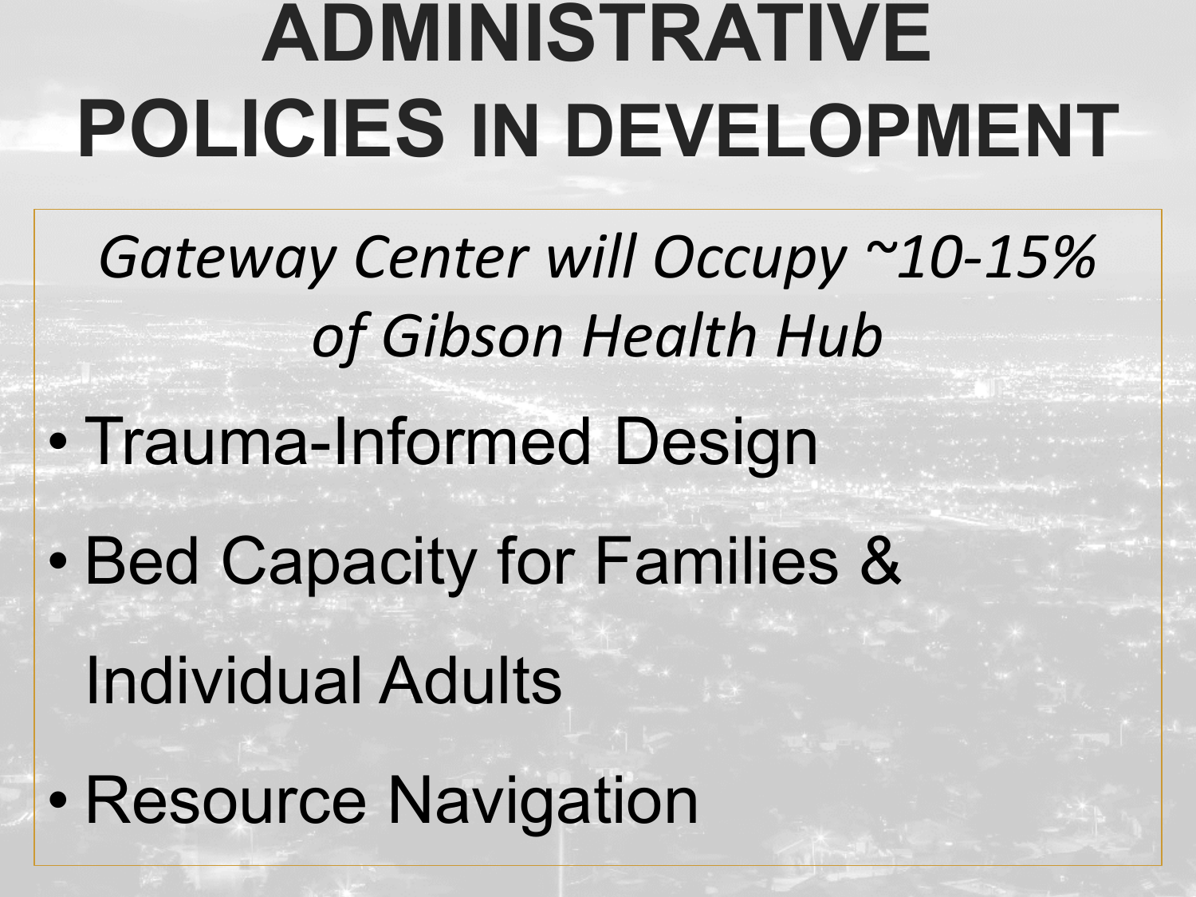# ADMINISTRATIVE POLICIES IN DEVELOPMENT

*Gateway Center will Occupy ~10-15% of Gibson Health Hub*

- Trauma-Informed Design
- Bed Capacity for Families & Individual Adults
- Resource Navigation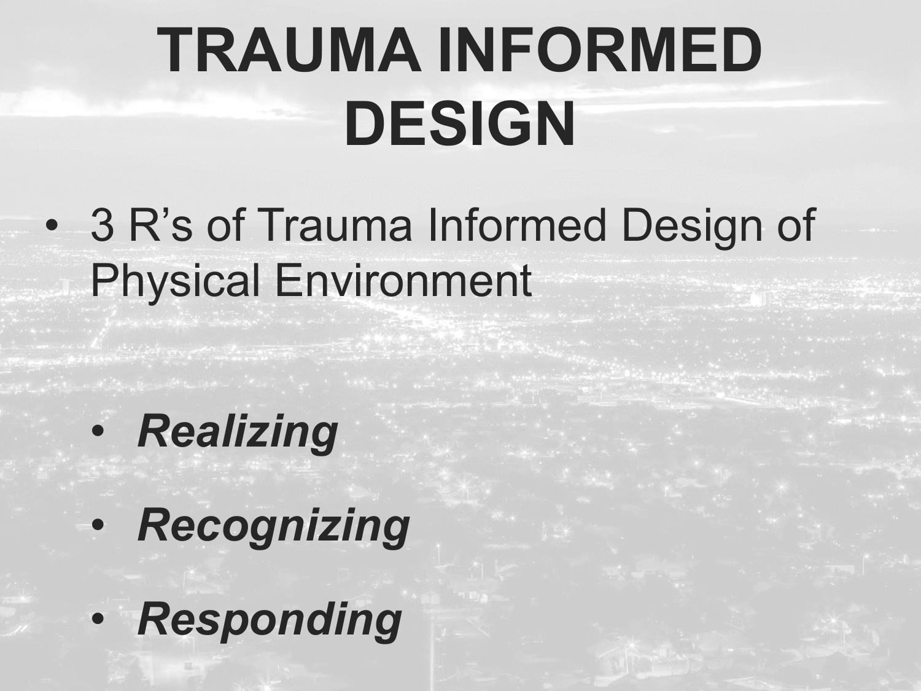# TRAUMA INFORMED DESIGN

- 3 R's of Trauma Informed Design of Physical Environment

  - ***Realizing***
  - ***Recognizing***
  - ***Responding***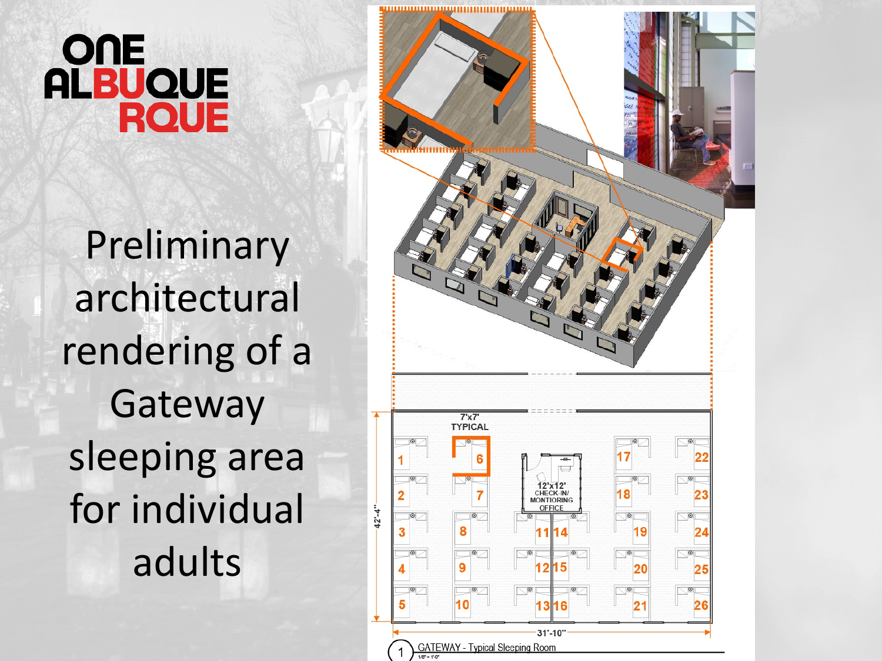# ONE ALBUQUERQUE

Preliminary architectural rendering of a Gateway sleeping area for individual adults

7'x7' TYPICAL

12'x12' CHECK-IN/ MONTIORING OFFICE

42'-4"

31'-10"

1 GATEWAY - Typical Sleeping Room

1/8" = 1'-0"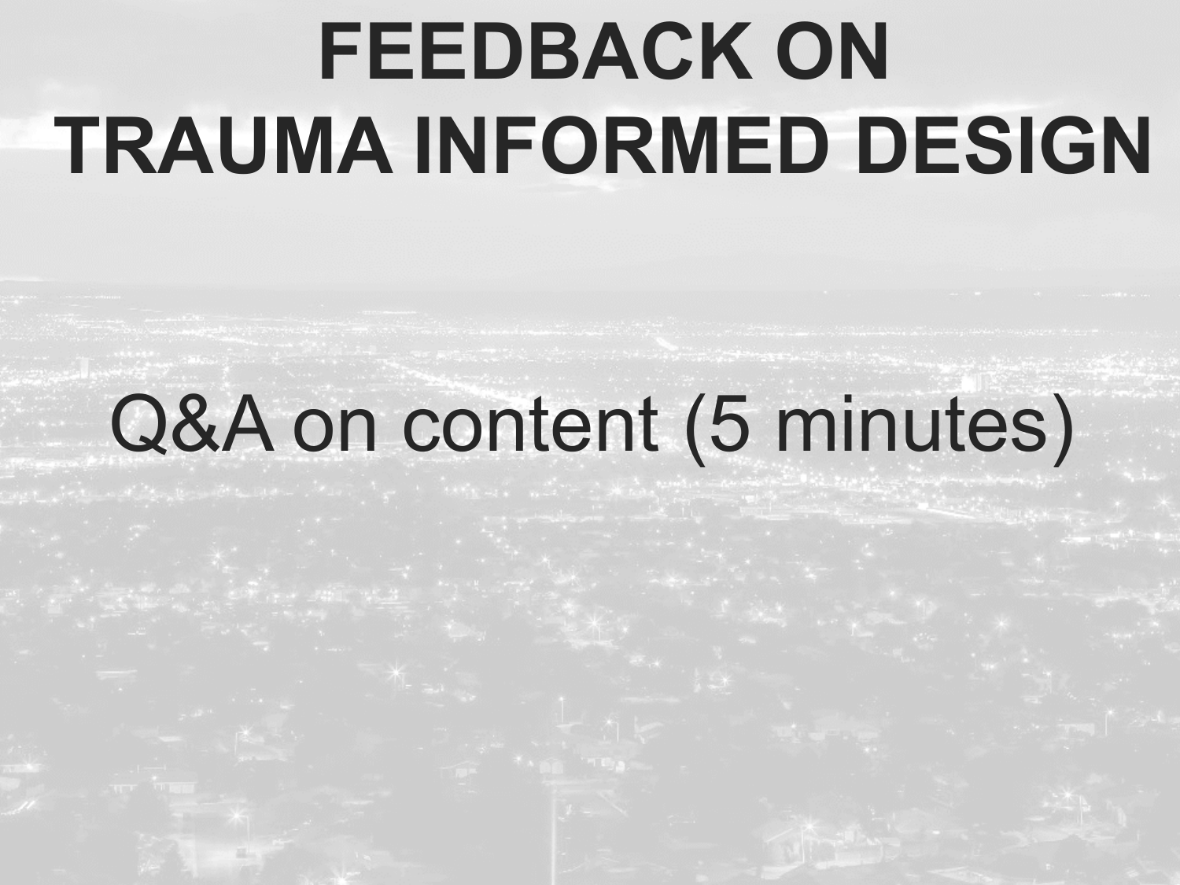# FEEDBACK ON TRAUMA INFORMED DESIGN

Q&A on content (5 minutes)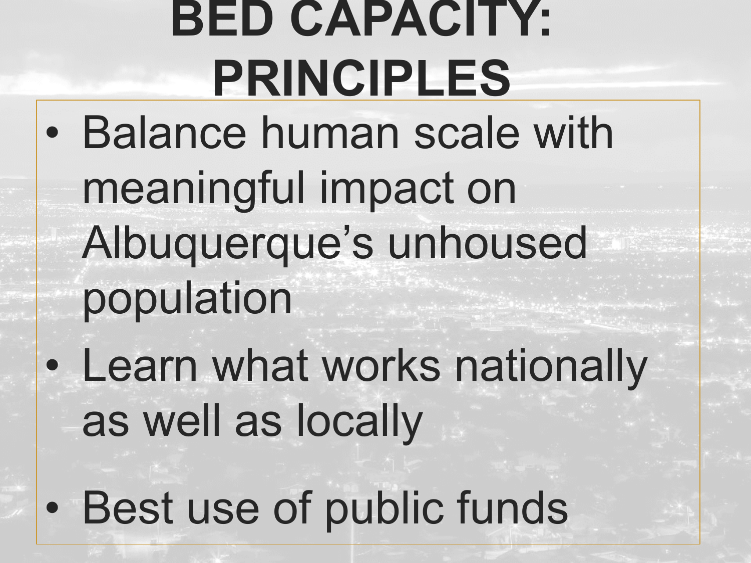# BED CAPACITY: PRINCIPLES

- Balance human scale with meaningful impact on Albuquerque’s unhoused population
- Learn what works nationally as well as locally
- Best use of public funds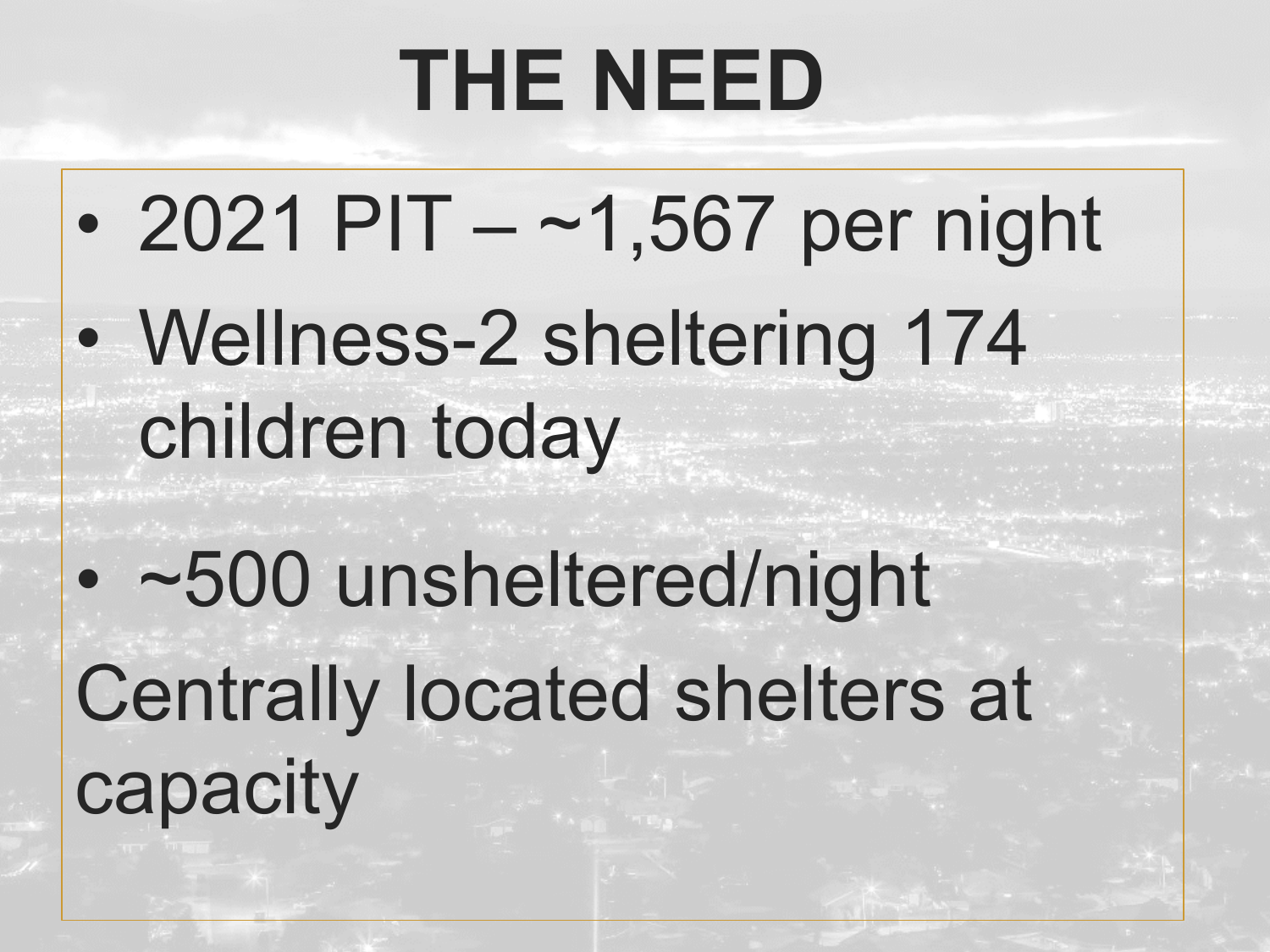# THE NEED

- 2021 PIT – ~1,567 per night
- Wellness-2 sheltering 174 children today
- ~500 unsheltered/night

Centrally located shelters at capacity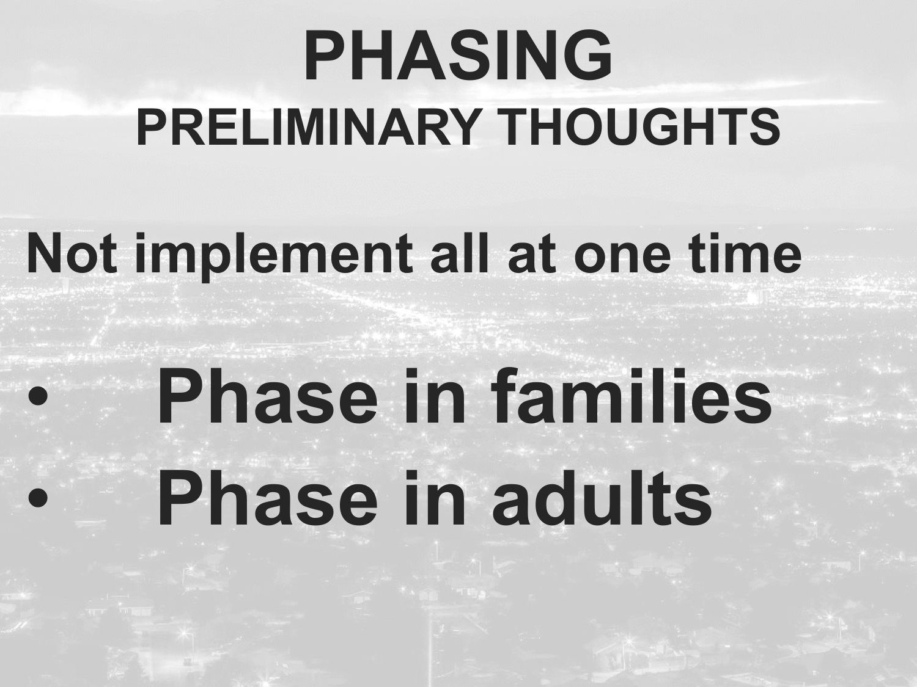# PHASING

## PRELIMINARY THOUGHTS

**Not implement all at one time**

- **Phase in families**
- **Phase in adults**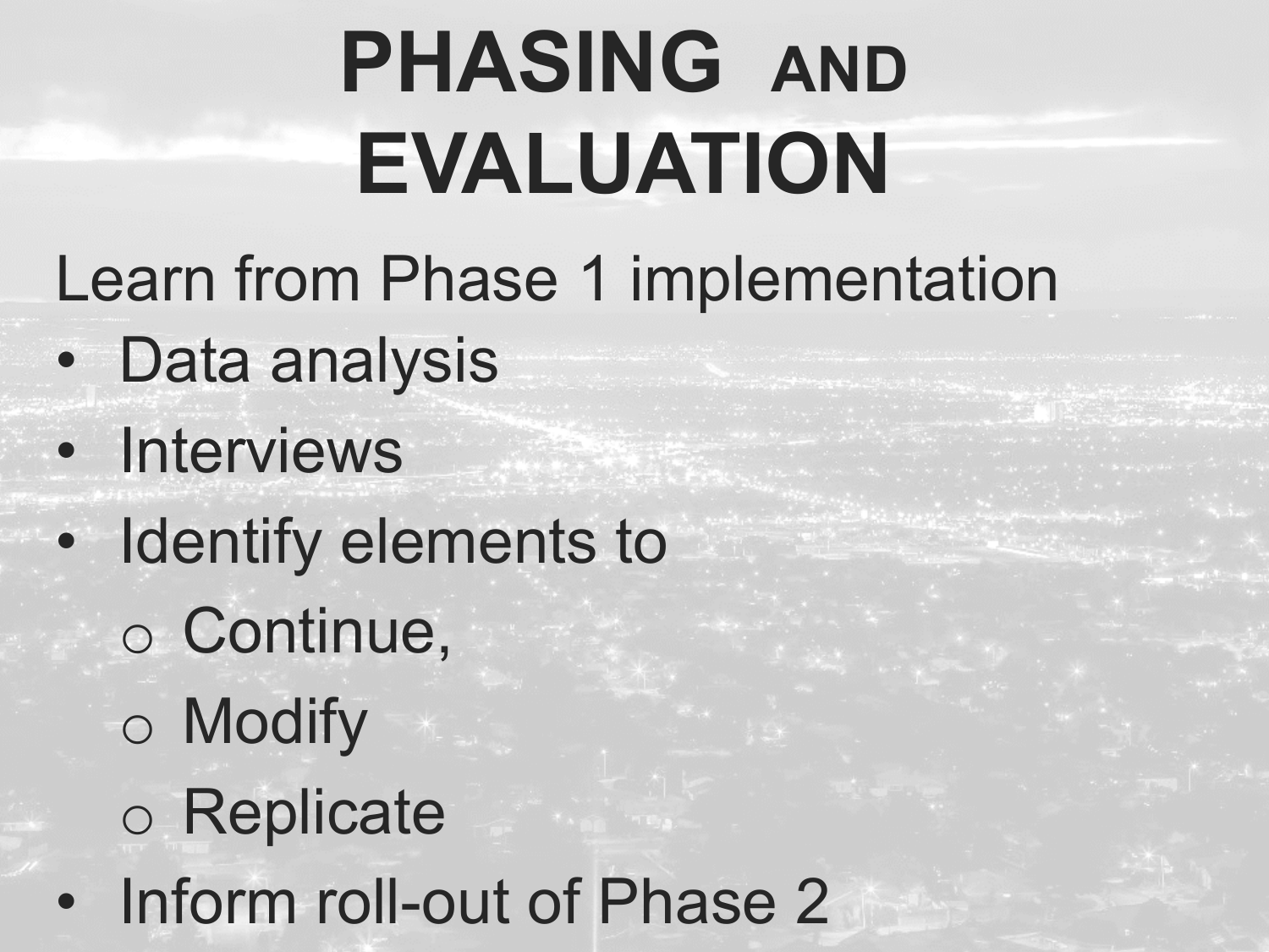# PHASING AND EVALUATION

Learn from Phase 1 implementation

- Data analysis
- Interviews
- Identify elements to
  - Continue,
  - Modify
  - Replicate
- Inform roll-out of Phase 2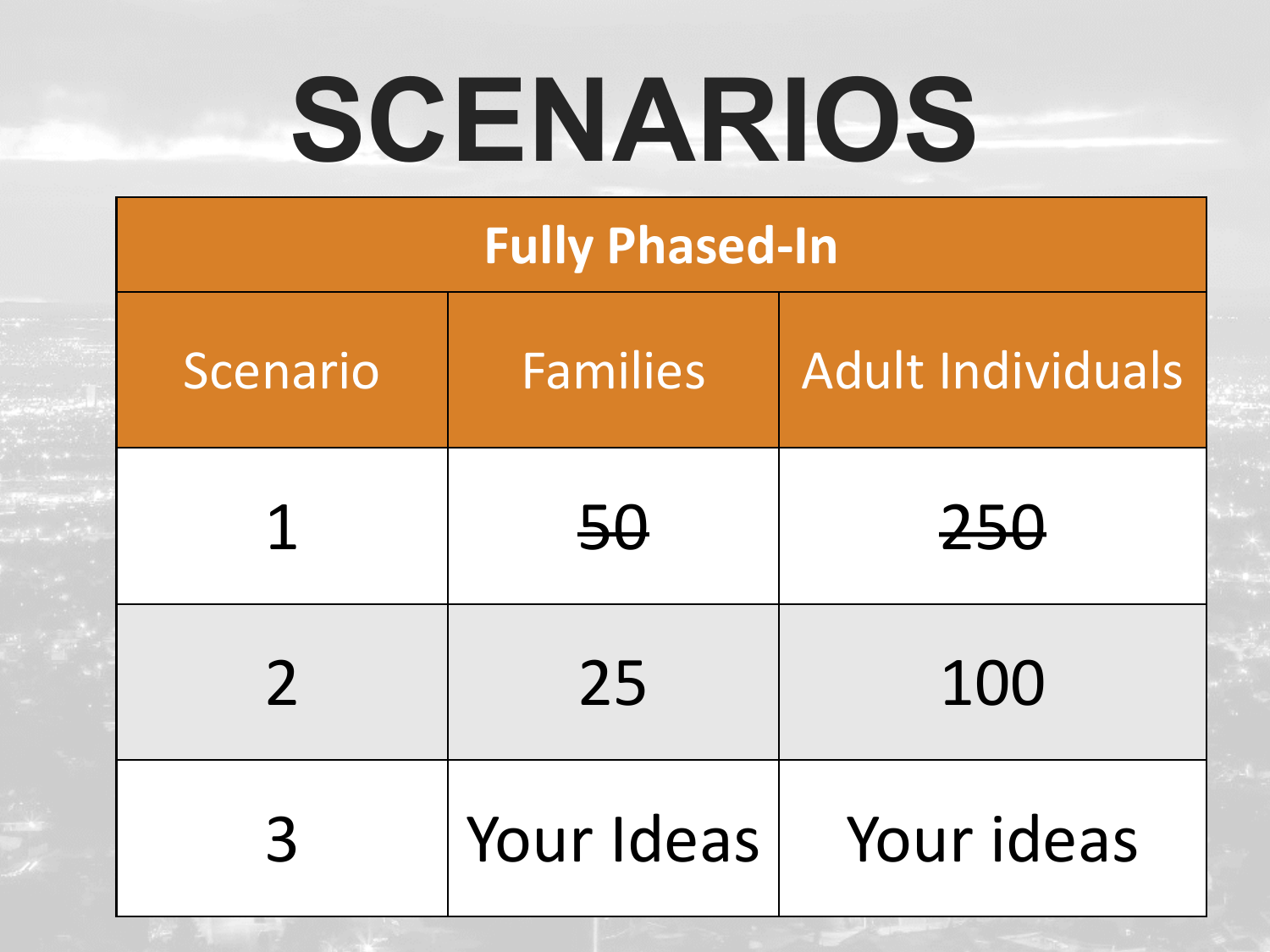# SCENARIOS

| Fully Phased-In | | |
|---|---|---|
| Scenario | Families | Adult Individuals |
| 1 | ~~50~~ | ~~250~~ |
| 2 | 25 | 100 |
| 3 | Your Ideas | Your ideas |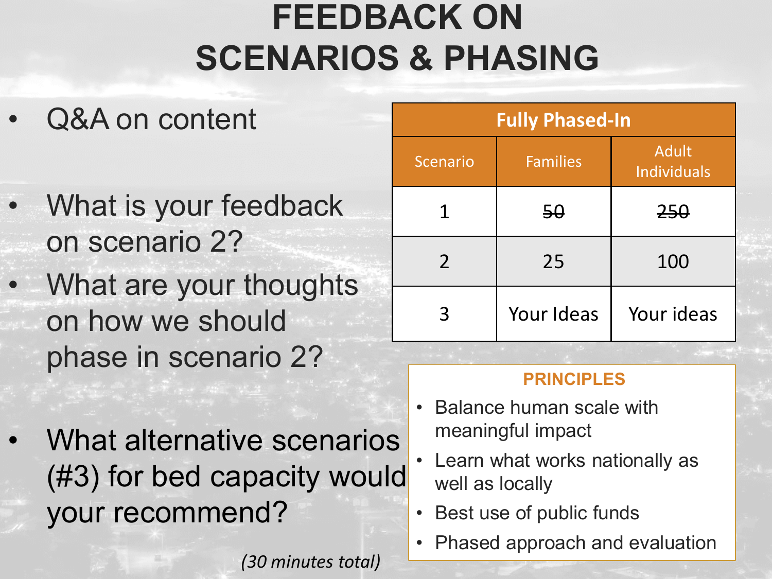# FEEDBACK ON SCENARIOS & PHASING

- Q&A on content
- What is your feedback on scenario 2?
- What are your thoughts on how we should phase in scenario 2?
- What alternative scenarios (#3) for bed capacity would your recommend?

*(30 minutes total)*

| Fully Phased-In | | |
|---|---|---|
| Scenario | Families | Adult Individuals |
| 1 | ~~50~~ | ~~250~~ |
| 2 | 25 | 100 |
| 3 | Your Ideas | Your ideas |

**PRINCIPLES**

- Balance human scale with meaningful impact
- Learn what works nationally as well as locally
- Best use of public funds
- Phased approach and evaluation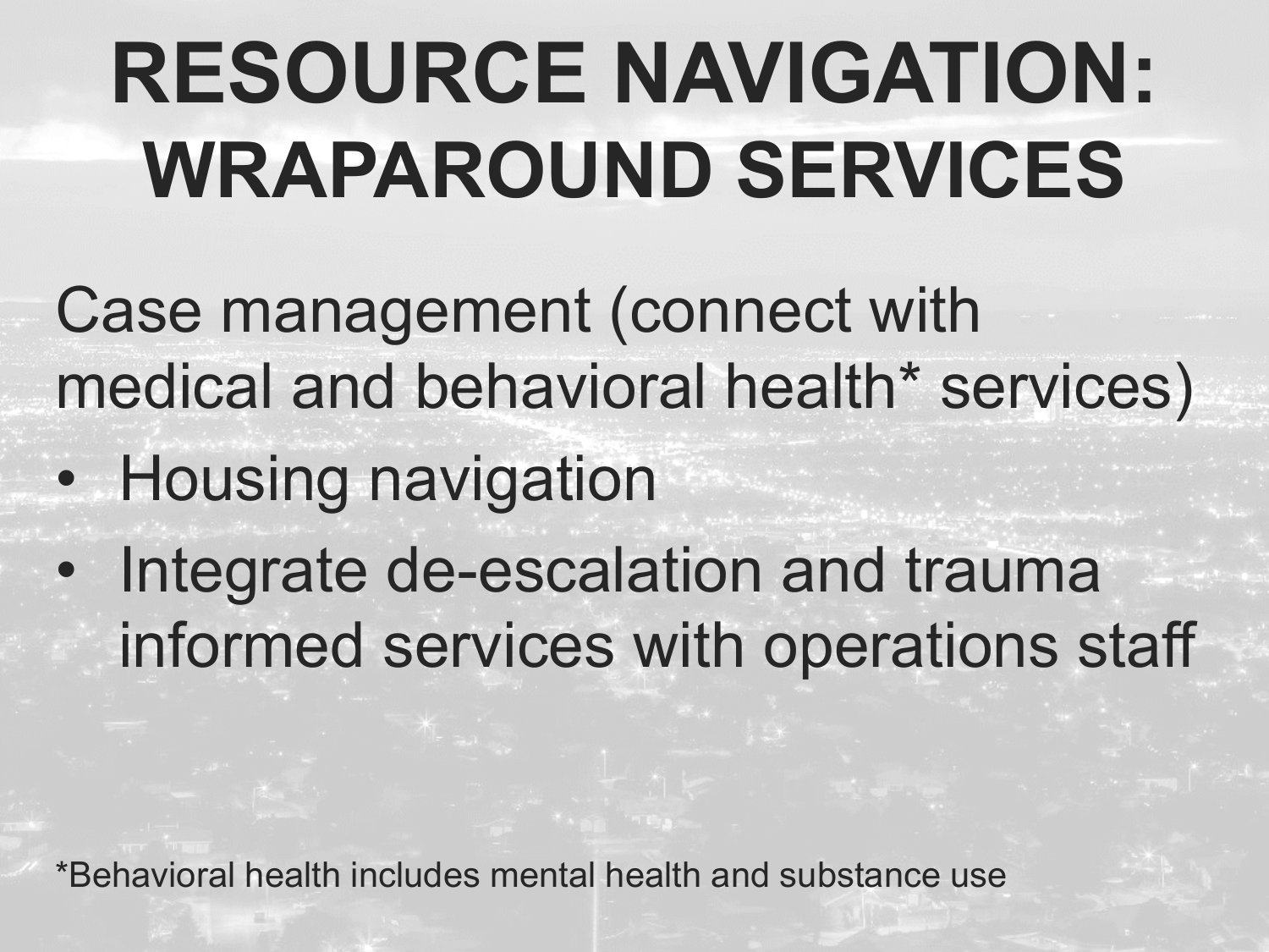# RESOURCE NAVIGATION: WRAPAROUND SERVICES

Case management (connect with medical and behavioral health* services)

- Housing navigation
- Integrate de-escalation and trauma informed services with operations staff

*Behavioral health includes mental health and substance use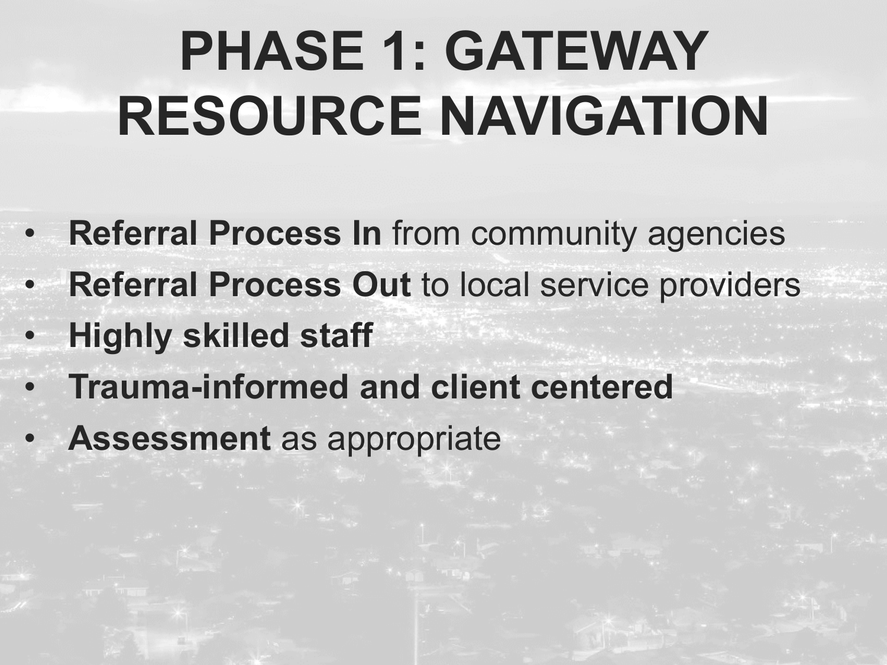# PHASE 1: GATEWAY RESOURCE NAVIGATION

- **Referral Process In** from community agencies
- **Referral Process Out** to local service providers
- **Highly skilled staff**
- **Trauma-informed and client centered**
- **Assessment** as appropriate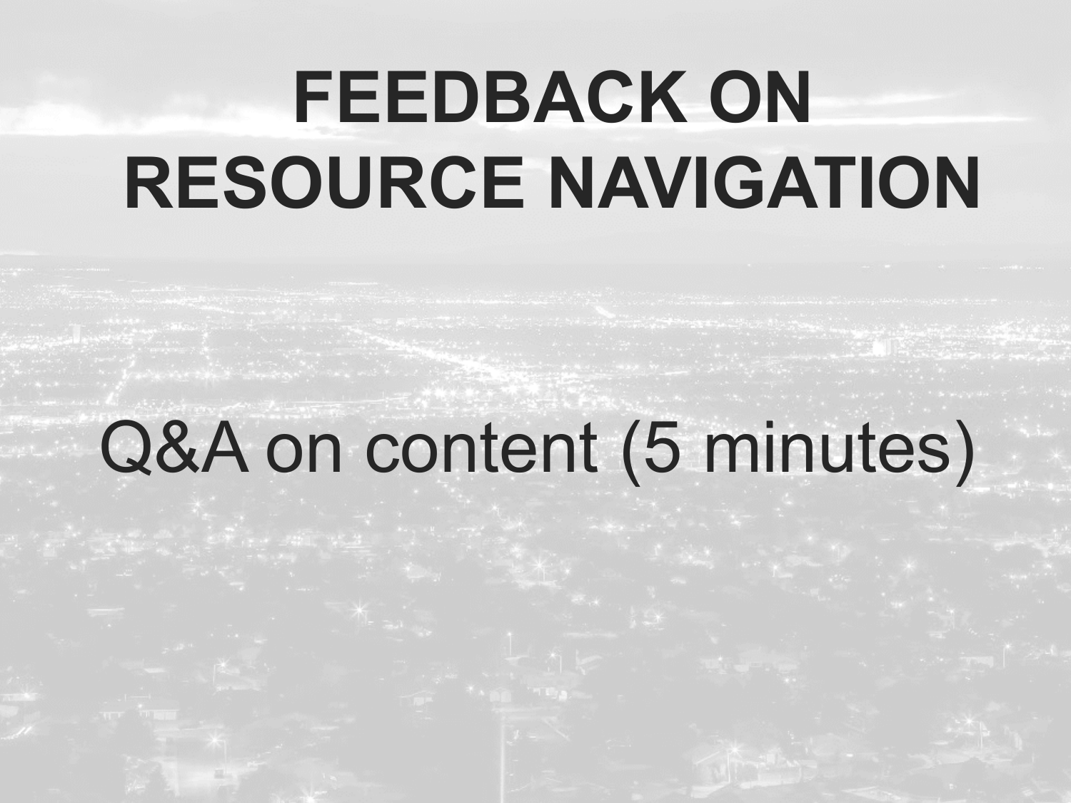# FEEDBACK ON RESOURCE NAVIGATION

Q&A on content (5 minutes)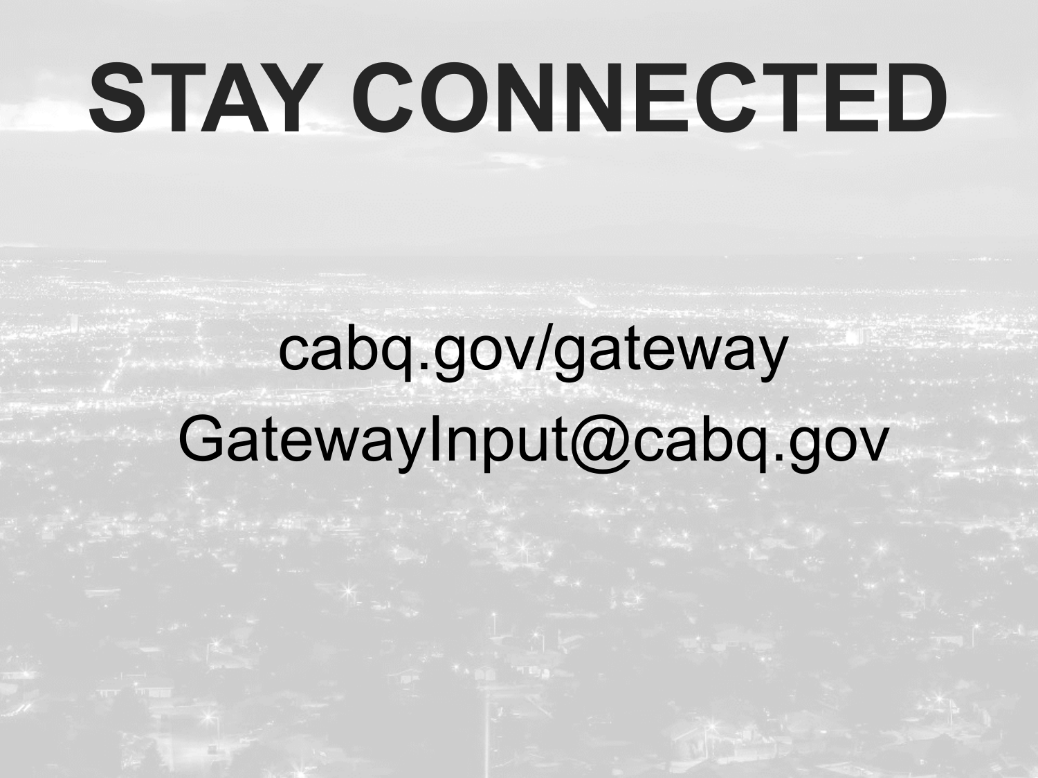# STAY CONNECTED

cabq.gov/gateway

GatewayInput@cabq.gov